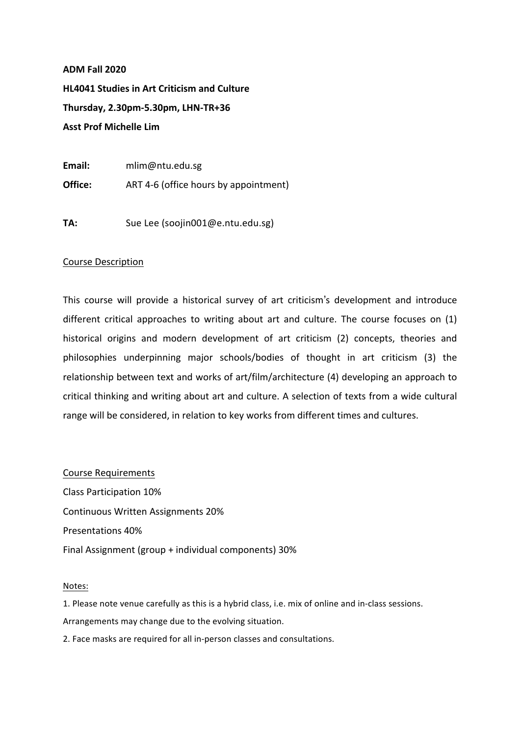**ADM Fall 2020**

**HL4041 Studies in Art Criticism and Culture**

**Thursday, 2.30pm-5.30pm, LHN-TR+36**

**Asst Prof Michelle Lim**

**Email:** mlim@ntu.edu.sg

**Office:** ART 4-6 (office hours by appointment)

**TA:** Sue Lee (soojin001@e.ntu.edu.sg)

Course Description

This course will provide a historical survey of art criticism's development and introduce different critical approaches to writing about art and culture. The course focuses on (1) historical origins and modern development of art criticism (2) concepts, theories and philosophies underpinning major schools/bodies of thought in art criticism (3) the relationship between text and works of art/film/architecture (4) developing an approach to critical thinking and writing about art and culture. A selection of texts from a wide cultural range will be considered, in relation to key works from different times and cultures.

Course Requirements

Class Participation 10%

Continuous Written Assignments 20%

Presentations 40%

Final Assignment (group + individual components) 30%

Notes:

1. Please note venue carefully as this is a hybrid class, i.e. mix of online and in-class sessions. Arrangements may change due to the evolving situation.

2. Face masks are required for all in-person classes and consultations.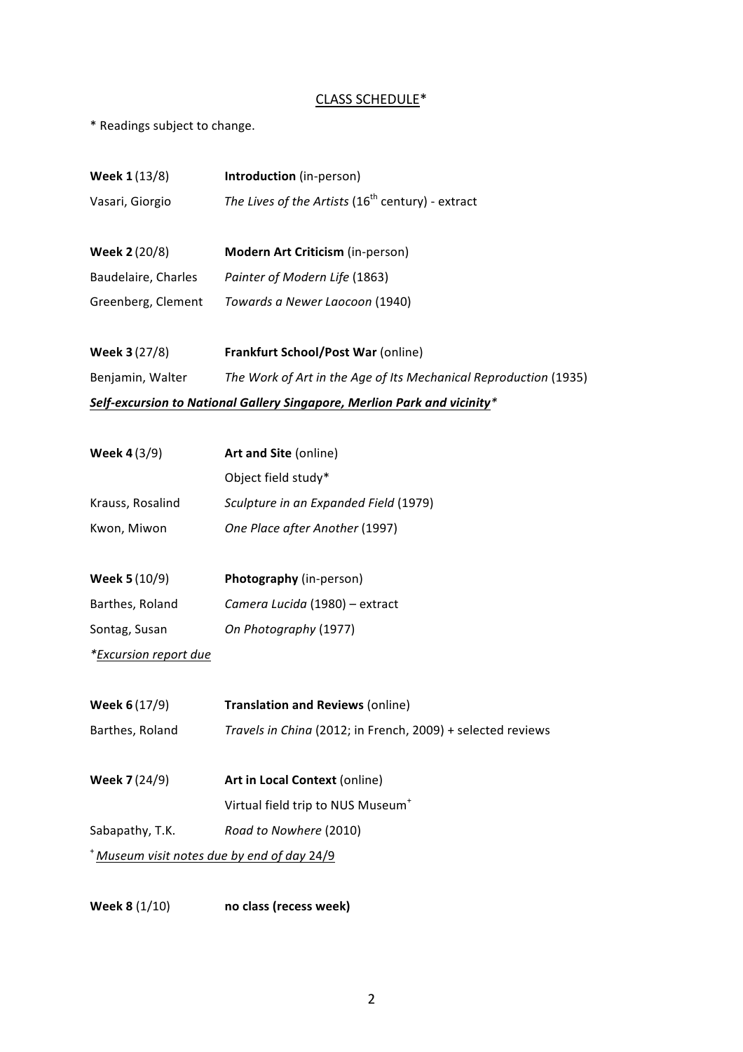## <u>CLASS SCHEDULE</u>*

* Readings subject to change.

**Week 1** (13/8) — **Introduction** (in-person)

Vasari, Giorgio — *The Lives of the Artists* (16th century) - extract

**Week 2** (20/8) — **Modern Art Criticism** (in-person)

Baudelaire, Charles — *Painter of Modern Life* (1863)

Greenberg, Clement — *Towards a Newer Laocoon* (1940)

**Week 3** (27/8) — **Frankfurt School/Post War** (online)

Benjamin, Walter — *The Work of Art in the Age of Its Mechanical Reproduction* (1935)

***<u>Self-excursion to National Gallery Singapore, Merlion Park and vicinity</u>****

**Week 4** (3/9) — **Art and Site** (online)

Object field study*

Krauss, Rosalind — *Sculpture in an Expanded Field* (1979)

Kwon, Miwon — *One Place after Another* (1997)

**Week 5** (10/9) — **Photography** (in-person)

Barthes, Roland — *Camera Lucida* (1980) – extract

Sontag, Susan — *On Photography* (1977)

**<u>Excursion report due</u>*

**Week 6** (17/9) — **Translation and Reviews** (online)

Barthes, Roland — *Travels in China* (2012; in French, 2009) + selected reviews

**Week 7** (24/9) — **Art in Local Context** (online)

Virtual field trip to NUS Museum+

Sabapathy, T.K. — *Road to Nowhere* (2010)

+ *<u>Museum visit notes due by end of day</u>* <u>24/9</u>

**Week 8** (1/10) — **no class (recess week)**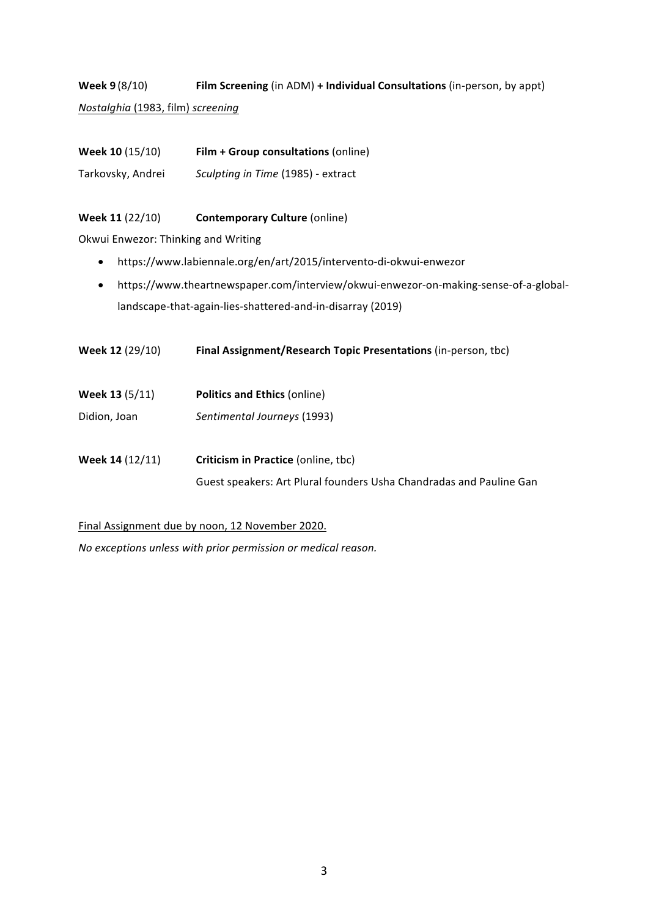**Week 9** (8/10) **Film Screening** (in ADM) **+ Individual Consultations** (in-person, by appt)

*Nostalghia* (1983, film) *screening*

**Week 10** (15/10) **Film + Group consultations** (online)

Tarkovsky, Andrei *Sculpting in Time* (1985) - extract

**Week 11** (22/10) **Contemporary Culture** (online)

Okwui Enwezor: Thinking and Writing

- https://www.labiennale.org/en/art/2015/intervento-di-okwui-enwezor
- https://www.theartnewspaper.com/interview/okwui-enwezor-on-making-sense-of-a-global-landscape-that-again-lies-shattered-and-in-disarray (2019)

**Week 12** (29/10) **Final Assignment/Research Topic Presentations** (in-person, tbc)

**Week 13** (5/11) **Politics and Ethics** (online)

Didion, Joan *Sentimental Journeys* (1993)

**Week 14** (12/11) **Criticism in Practice** (online, tbc)

Guest speakers: Art Plural founders Usha Chandradas and Pauline Gan

Final Assignment due by noon, 12 November 2020.

*No exceptions unless with prior permission or medical reason.*